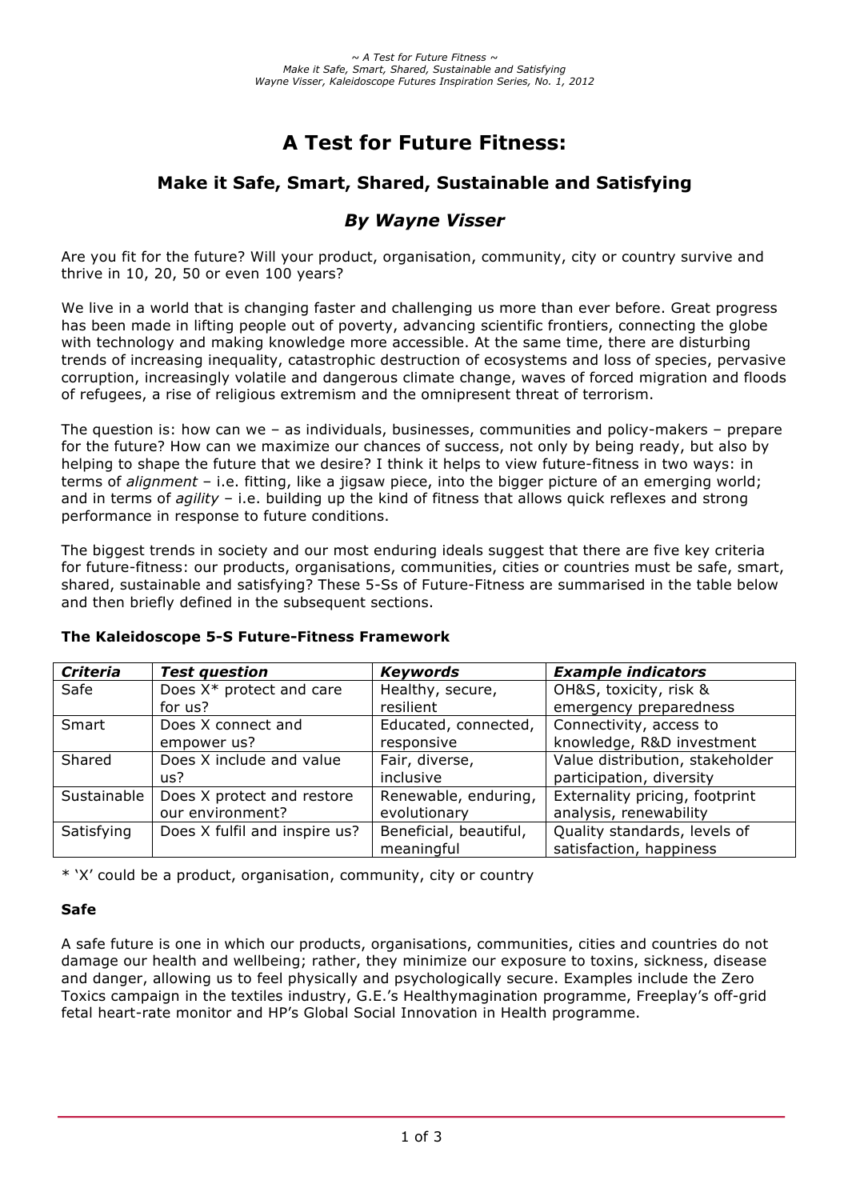# A Test for Future Fitness:

## Make it Safe, Smart, Shared, Sustainable and Satisfying

### *By Wayne Visser*

Are you fit for the future? Will your product, organisation, community, city or country survive and thrive in 10, 20, 50 or even 100 years?

We live in a world that is changing faster and challenging us more than ever before. Great progress has been made in lifting people out of poverty, advancing scientific frontiers, connecting the globe with technology and making knowledge more accessible. At the same time, there are disturbing trends of increasing inequality, catastrophic destruction of ecosystems and loss of species, pervasive corruption, increasingly volatile and dangerous climate change, waves of forced migration and floods of refugees, a rise of religious extremism and the omnipresent threat of terrorism.

The question is: how can we – as individuals, businesses, communities and policy-makers – prepare for the future? How can we maximize our chances of success, not only by being ready, but also by helping to shape the future that we desire? I think it helps to view future-fitness in two ways: in terms of *alignment* – i.e. fitting, like a jigsaw piece, into the bigger picture of an emerging world; and in terms of *agility* – i.e. building up the kind of fitness that allows quick reflexes and strong performance in response to future conditions.

The biggest trends in society and our most enduring ideals suggest that there are five key criteria for future-fitness: our products, organisations, communities, cities or countries must be safe, smart, shared, sustainable and satisfying? These 5-Ss of Future-Fitness are summarised in the table below and then briefly defined in the subsequent sections.

**The Kaleidoscope 5-S Future-Fitness Framework**

| *Criteria* | *Test question* | *Keywords* | *Example indicators* |
|---|---|---|---|
| Safe | Does X* protect and care for us? | Healthy, secure, resilient | OH&S, toxicity, risk & emergency preparedness |
| Smart | Does X connect and empower us? | Educated, connected, responsive | Connectivity, access to knowledge, R&D investment |
| Shared | Does X include and value us? | Fair, diverse, inclusive | Value distribution, stakeholder participation, diversity |
| Sustainable | Does X protect and restore our environment? | Renewable, enduring, evolutionary | Externality pricing, footprint analysis, renewability |
| Satisfying | Does X fulfil and inspire us? | Beneficial, beautiful, meaningful | Quality standards, levels of satisfaction, happiness |

* 'X' could be a product, organisation, community, city or country

**Safe**

A safe future is one in which our products, organisations, communities, cities and countries do not damage our health and wellbeing; rather, they minimize our exposure to toxins, sickness, disease and danger, allowing us to feel physically and psychologically secure. Examples include the Zero Toxics campaign in the textiles industry, G.E.'s Healthymagination programme, Freeplay's off-grid fetal heart-rate monitor and HP's Global Social Innovation in Health programme.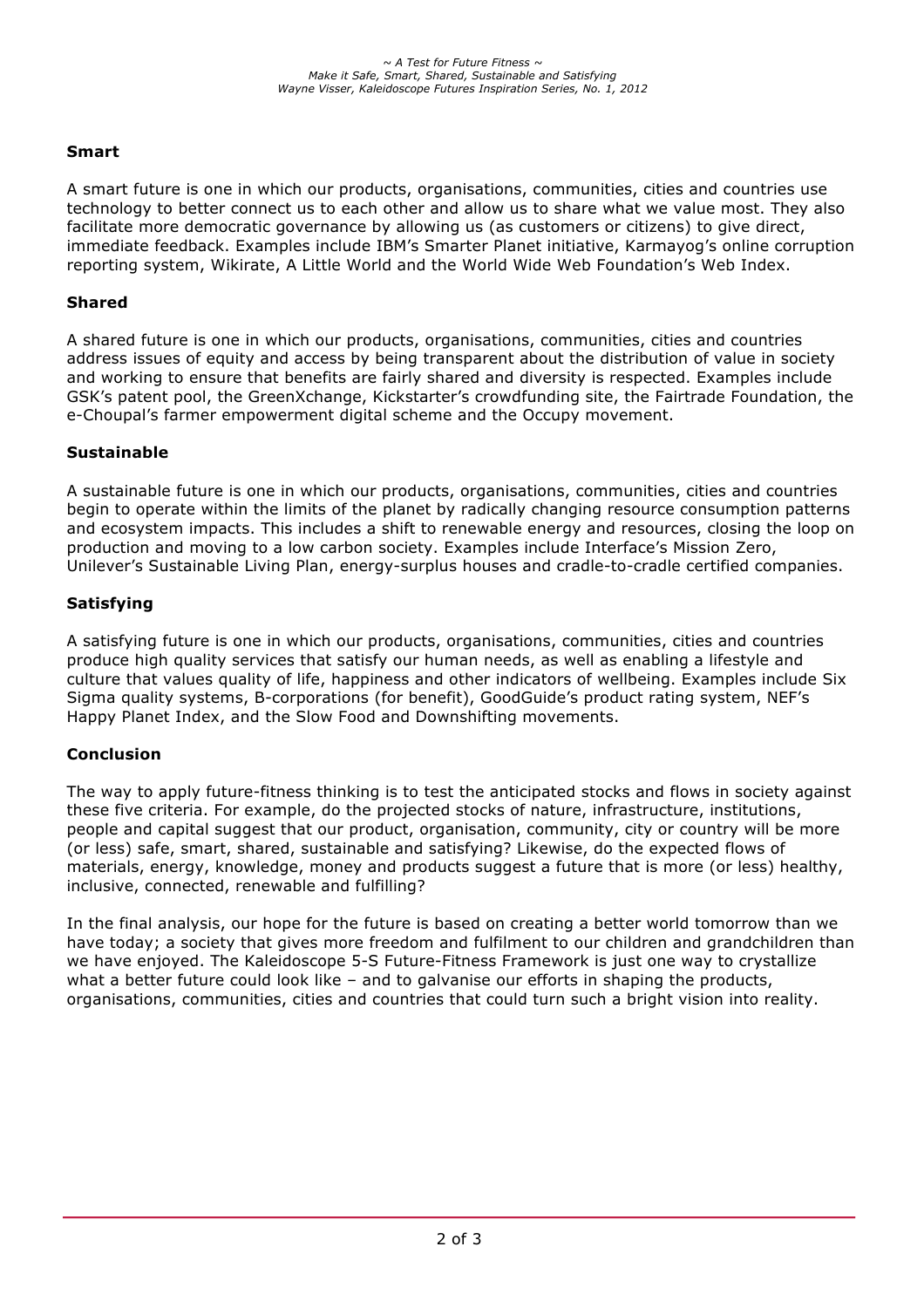## Smart

A smart future is one in which our products, organisations, communities, cities and countries use technology to better connect us to each other and allow us to share what we value most. They also facilitate more democratic governance by allowing us (as customers or citizens) to give direct, immediate feedback. Examples include IBM's Smarter Planet initiative, Karmayog's online corruption reporting system, Wikirate, A Little World and the World Wide Web Foundation's Web Index.

## Shared

A shared future is one in which our products, organisations, communities, cities and countries address issues of equity and access by being transparent about the distribution of value in society and working to ensure that benefits are fairly shared and diversity is respected. Examples include GSK's patent pool, the GreenXchange, Kickstarter's crowdfunding site, the Fairtrade Foundation, the e-Choupal's farmer empowerment digital scheme and the Occupy movement.

## Sustainable

A sustainable future is one in which our products, organisations, communities, cities and countries begin to operate within the limits of the planet by radically changing resource consumption patterns and ecosystem impacts. This includes a shift to renewable energy and resources, closing the loop on production and moving to a low carbon society. Examples include Interface's Mission Zero, Unilever's Sustainable Living Plan, energy-surplus houses and cradle-to-cradle certified companies.

## Satisfying

A satisfying future is one in which our products, organisations, communities, cities and countries produce high quality services that satisfy our human needs, as well as enabling a lifestyle and culture that values quality of life, happiness and other indicators of wellbeing. Examples include Six Sigma quality systems, B-corporations (for benefit), GoodGuide's product rating system, NEF's Happy Planet Index, and the Slow Food and Downshifting movements.

## Conclusion

The way to apply future-fitness thinking is to test the anticipated stocks and flows in society against these five criteria. For example, do the projected stocks of nature, infrastructure, institutions, people and capital suggest that our product, organisation, community, city or country will be more (or less) safe, smart, shared, sustainable and satisfying? Likewise, do the expected flows of materials, energy, knowledge, money and products suggest a future that is more (or less) healthy, inclusive, connected, renewable and fulfilling?

In the final analysis, our hope for the future is based on creating a better world tomorrow than we have today; a society that gives more freedom and fulfilment to our children and grandchildren than we have enjoyed. The Kaleidoscope 5-S Future-Fitness Framework is just one way to crystallize what a better future could look like – and to galvanise our efforts in shaping the products, organisations, communities, cities and countries that could turn such a bright vision into reality.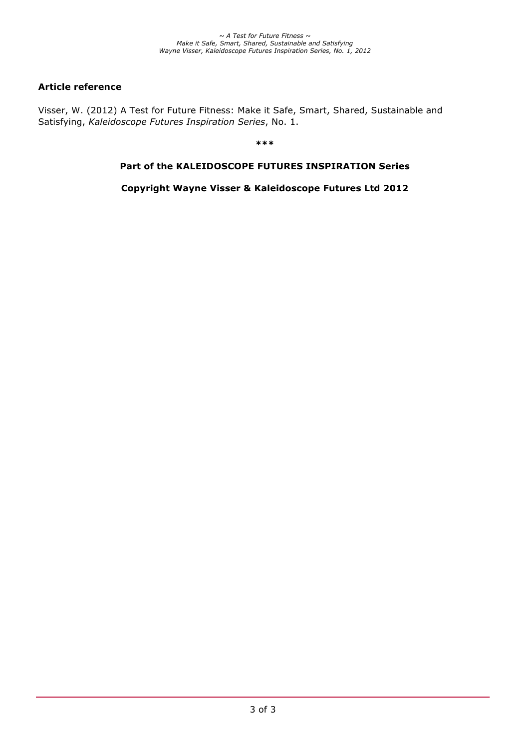**Article reference**

Visser, W. (2012) A Test for Future Fitness: Make it Safe, Smart, Shared, Sustainable and Satisfying, *Kaleidoscope Futures Inspiration Series*, No. 1.

**\*\*\***

**Part of the KALEIDOSCOPE FUTURES INSPIRATION Series**

**Copyright Wayne Visser & Kaleidoscope Futures Ltd 2012**